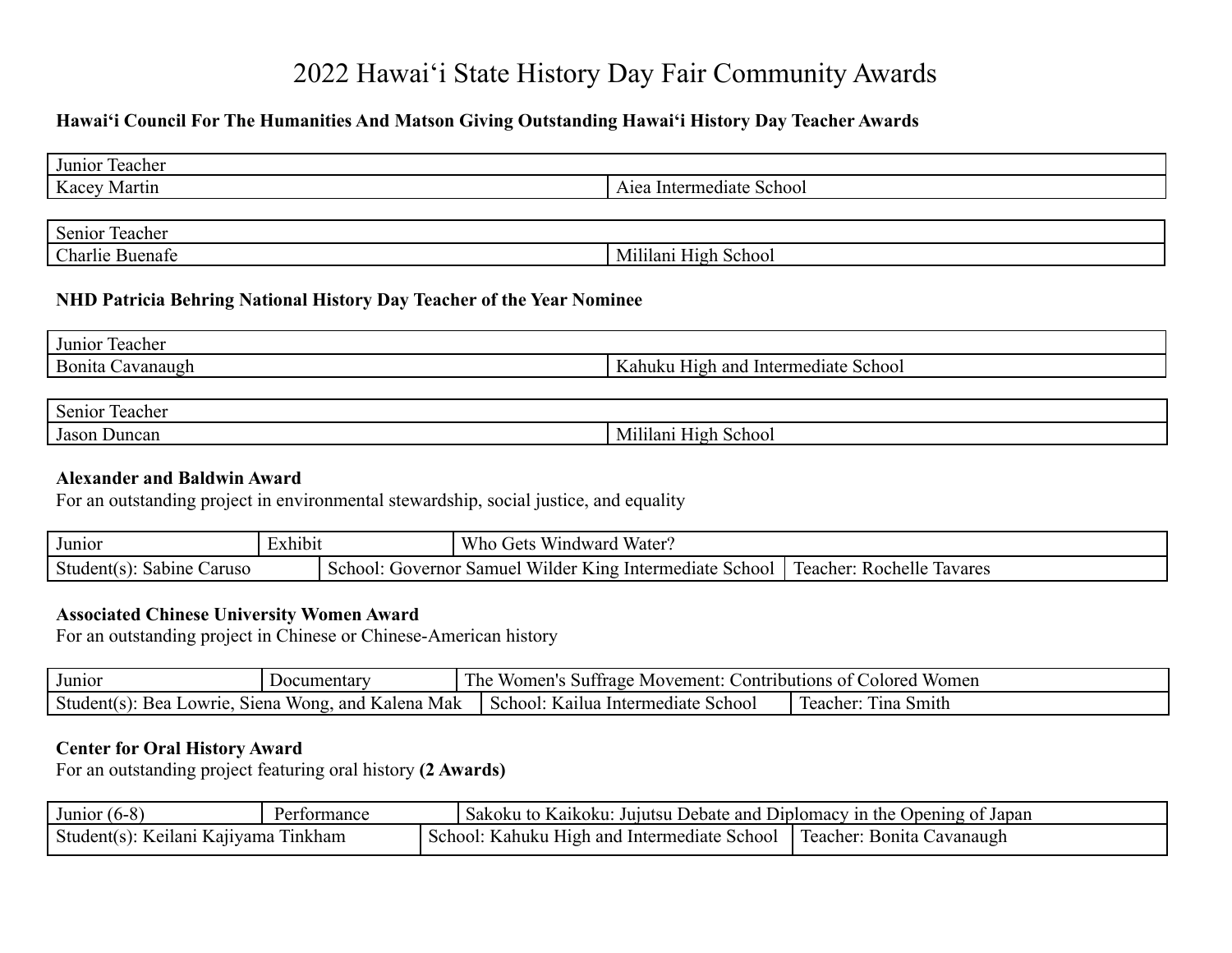# 2022 Hawaiʻi State History Day Fair Community Awards

**Hawaiʻi Council For The Humanities And Matson Giving Outstanding Hawaiʻi History Day Teacher Awards**

| Junior Teacher | |
| --- | --- |
| Kacey Martin | Aiea Intermediate School |

| Senior Teacher | |
| --- | --- |
| Charlie Buenafe | Mililani High School |

**NHD Patricia Behring National History Day Teacher of the Year Nominee**

| Junior Teacher | |
| --- | --- |
| Bonita Cavanaugh | Kahuku High and Intermediate School |

| Senior Teacher | |
| --- | --- |
| Jason Duncan | Mililani High School |

**Alexander and Baldwin Award**
For an outstanding project in environmental stewardship, social justice, and equality

| Junior | Exhibit | Who Gets Windward Water? |
| --- | --- | --- |
| Student(s): Sabine Caruso | School: Governor Samuel Wilder King Intermediate School | Teacher: Rochelle Tavares |

**Associated Chinese University Women Award**
For an outstanding project in Chinese or Chinese-American history

| Junior | Documentary | The Women's Suffrage Movement: Contributions of Colored Women |
| --- | --- | --- |
| Student(s): Bea Lowrie, Siena Wong, and Kalena Mak | School: Kailua Intermediate School | Teacher: Tina Smith |

**Center for Oral History Award**
For an outstanding project featuring oral history **(2 Awards)**

| Junior (6-8) | Performance | Sakoku to Kaikoku: Jujutsu Debate and Diplomacy in the Opening of Japan |
| --- | --- | --- |
| Student(s): Keilani Kajiyama Tinkham | School: Kahuku High and Intermediate School | Teacher: Bonita Cavanaugh |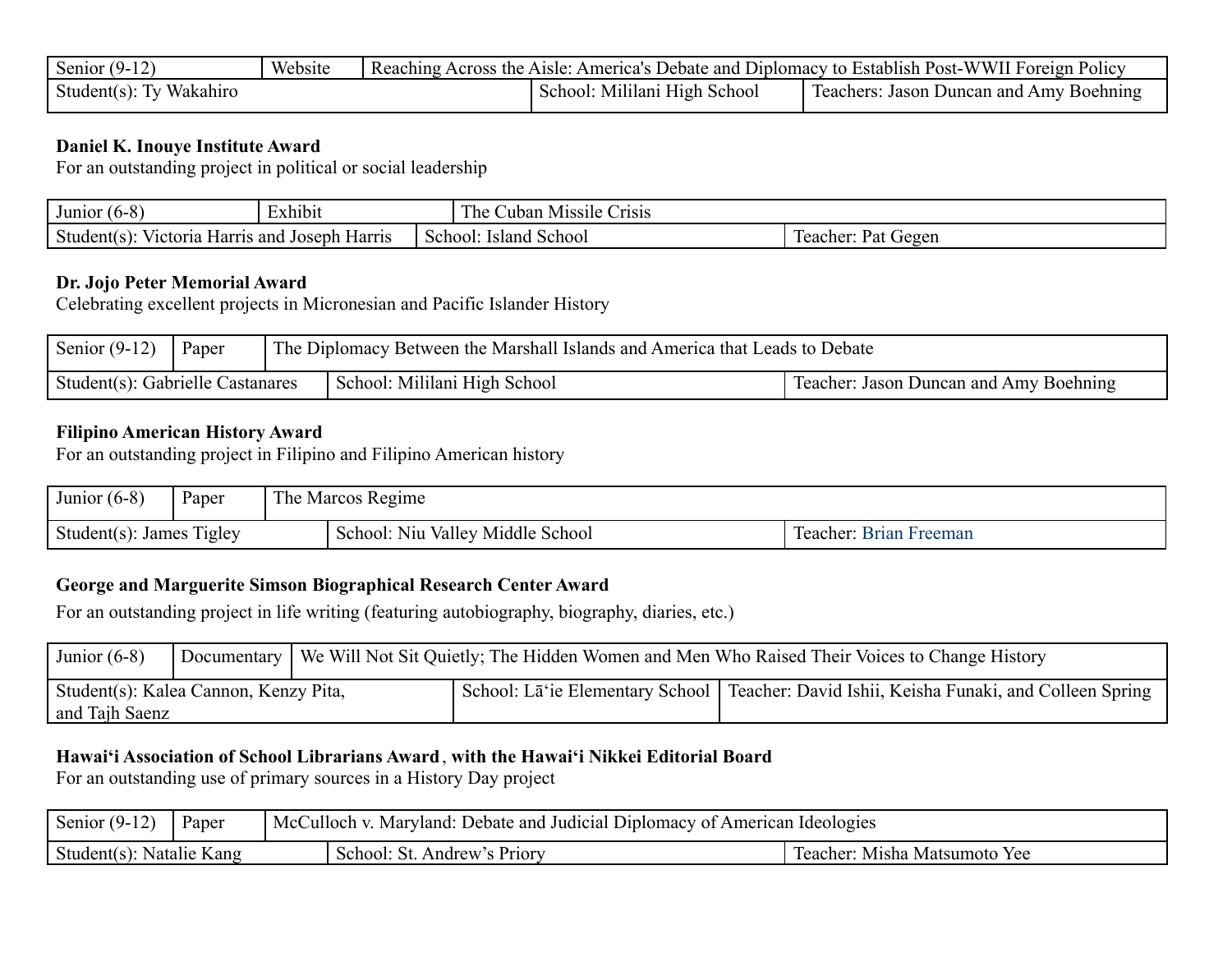| Senior (9-12) | Website | Reaching Across the Aisle: America's Debate and Diplomacy to Establish Post-WWII Foreign Policy |
|---|---|---|
| Student(s): Ty Wakahiro | School: Mililani High School | Teachers: Jason Duncan and Amy Boehning |

**Daniel K. Inouye Institute Award**
For an outstanding project in political or social leadership

| Junior (6-8) | Exhibit | The Cuban Missile Crisis |
|---|---|---|
| Student(s): Victoria Harris and Joseph Harris | School: Island School | Teacher: Pat Gegen |

**Dr. Jojo Peter Memorial Award**
Celebrating excellent projects in Micronesian and Pacific Islander History

| Senior (9-12) | Paper | The Diplomacy Between the Marshall Islands and America that Leads to Debate |
|---|---|---|
| Student(s): Gabrielle Castanares | School: Mililani High School | Teacher: Jason Duncan and Amy Boehning |

**Filipino American History Award**
For an outstanding project in Filipino and Filipino American history

| Junior (6-8) | Paper | The Marcos Regime |
|---|---|---|
| Student(s): James Tigley | School: Niu Valley Middle School | Teacher: Brian Freeman |

**George and Marguerite Simson Biographical Research Center Award**
For an outstanding project in life writing (featuring autobiography, biography, diaries, etc.)

| Junior (6-8) | Documentary | We Will Not Sit Quietly; The Hidden Women and Men Who Raised Their Voices to Change History |
|---|---|---|
| Student(s): Kalea Cannon, Kenzy Pita, and Tajh Saenz | School: Lāʻie Elementary School | Teacher: David Ishii, Keisha Funaki, and Colleen Spring |

**Hawaiʻi Association of School Librarians Award**, **with the Hawaiʻi Nikkei Editorial Board**
For an outstanding use of primary sources in a History Day project

| Senior (9-12) | Paper | McCulloch v. Maryland: Debate and Judicial Diplomacy of American Ideologies |
|---|---|---|
| Student(s): Natalie Kang | School: St. Andrew's Priory | Teacher: Misha Matsumoto Yee |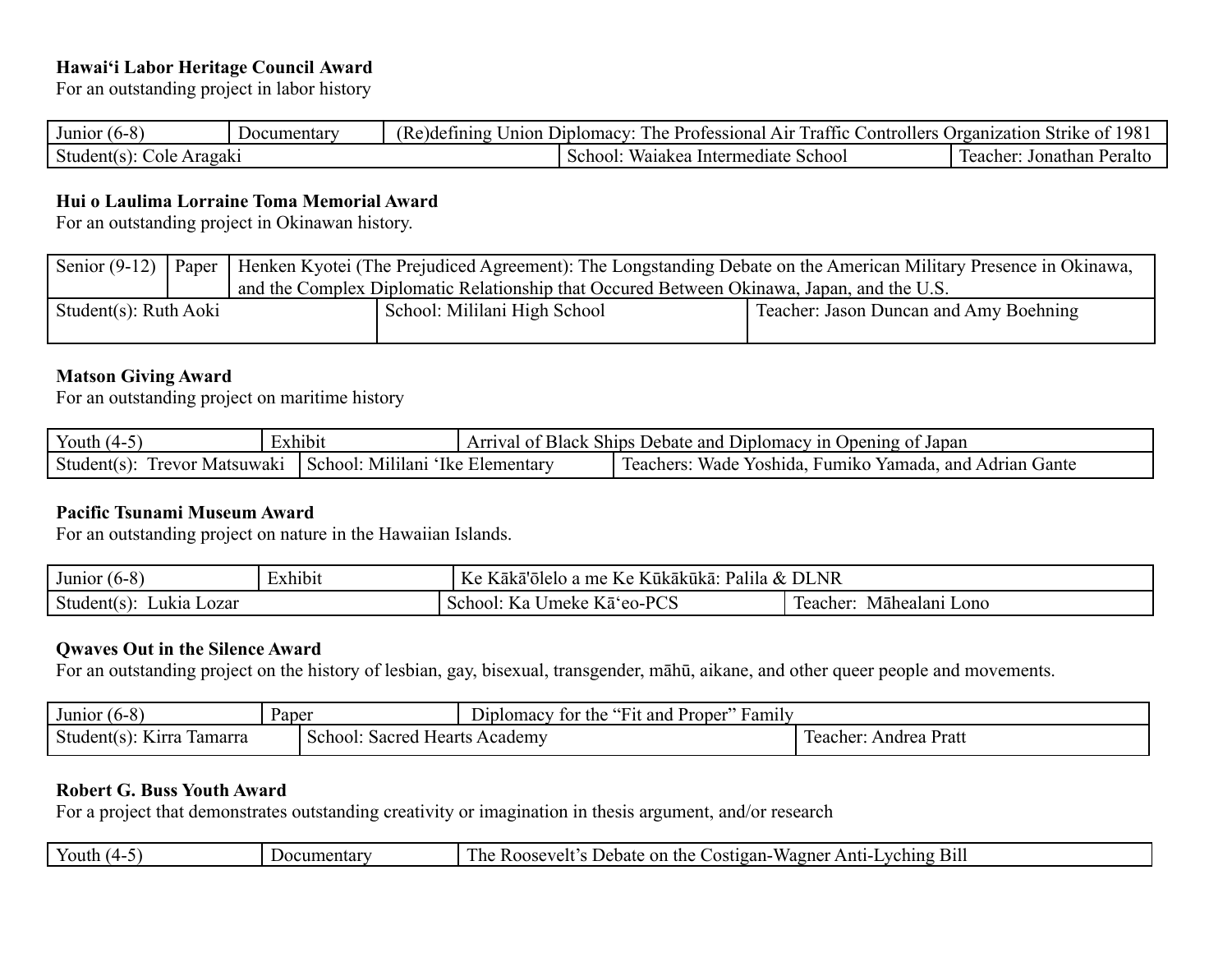**Hawaiʻi Labor Heritage Council Award**
For an outstanding project in labor history

| Junior (6-8) | Documentary | (Re)defining Union Diplomacy: The Professional Air Traffic Controllers Organization Strike of 1981 |
|---|---|---|
| Student(s): Cole Aragaki | School: Waiakea Intermediate School | Teacher: Jonathan Peralto |

**Hui o Laulima Lorraine Toma Memorial Award**
For an outstanding project in Okinawan history.

| Senior (9-12) | Paper | Henken Kyotei (The Prejudiced Agreement): The Longstanding Debate on the American Military Presence in Okinawa, and the Complex Diplomatic Relationship that Occured Between Okinawa, Japan, and the U.S. |
|---|---|---|
| Student(s): Ruth Aoki | School: Mililani High School | Teacher: Jason Duncan and Amy Boehning |

**Matson Giving Award**
For an outstanding project on maritime history

| Youth (4-5) | Exhibit | Arrival of Black Ships Debate and Diplomacy in Opening of Japan |
|---|---|---|
| Student(s): Trevor Matsuwaki | School: Mililani ʻIke Elementary | Teachers: Wade Yoshida, Fumiko Yamada, and Adrian Gante |

**Pacific Tsunami Museum Award**
For an outstanding project on nature in the Hawaiian Islands.

| Junior (6-8) | Exhibit | Ke Kākā'ōlelo a me Ke Kūkākūkā: Palila & DLNR |
|---|---|---|
| Student(s): Lukia Lozar | School: Ka Umeke Kāʻeo-PCS | Teacher: Māhealani Lono |

**Qwaves Out in the Silence Award**
For an outstanding project on the history of lesbian, gay, bisexual, transgender, māhū, aikane, and other queer people and movements.

| Junior (6-8) | Paper | Diplomacy for the "Fit and Proper" Family |
|---|---|---|
| Student(s): Kirra Tamarra | School: Sacred Hearts Academy | Teacher: Andrea Pratt |

**Robert G. Buss Youth Award**
For a project that demonstrates outstanding creativity or imagination in thesis argument, and/or research

| Youth (4-5) | Documentary | The Roosevelt's Debate on the Costigan-Wagner Anti-Lyching Bill |
|---|---|---|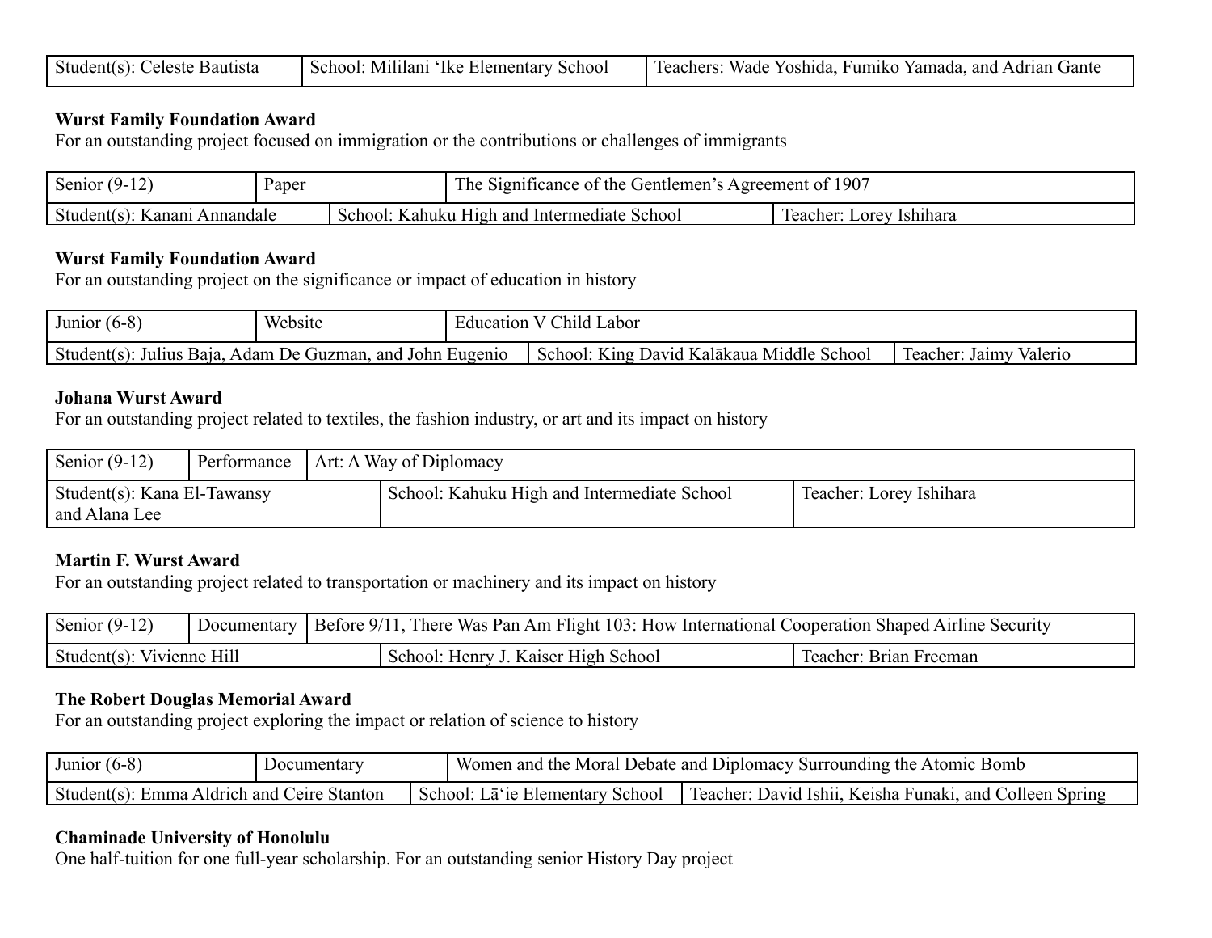| Student(s): Celeste Bautista | School: Mililani ‘Ike Elementary School | Teachers: Wade Yoshida, Fumiko Yamada, and Adrian Gante |
|---|---|---|

**Wurst Family Foundation Award**
For an outstanding project focused on immigration or the contributions or challenges of immigrants

| Senior (9-12) | Paper | The Significance of the Gentlemen’s Agreement of 1907 |
|---|---|---|
| Student(s): Kanani Annandale | School: Kahuku High and Intermediate School | Teacher: Lorey Ishihara |

**Wurst Family Foundation Award**
For an outstanding project on the significance or impact of education in history

| Junior (6-8) | Website | Education V Child Labor |
|---|---|---|
| Student(s): Julius Baja, Adam De Guzman, and John Eugenio | School: King David Kalākaua Middle School | Teacher: Jaimy Valerio |

**Johana Wurst Award**
For an outstanding project related to textiles, the fashion industry, or art and its impact on history

| Senior (9-12) | Performance | Art: A Way of Diplomacy |
|---|---|---|
| Student(s): Kana El-Tawansy and Alana Lee | School: Kahuku High and Intermediate School | Teacher: Lorey Ishihara |

**Martin F. Wurst Award**
For an outstanding project related to transportation or machinery and its impact on history

| Senior (9-12) | Documentary | Before 9/11, There Was Pan Am Flight 103: How International Cooperation Shaped Airline Security |
|---|---|---|
| Student(s): Vivienne Hill | School: Henry J. Kaiser High School | Teacher: Brian Freeman |

**The Robert Douglas Memorial Award**
For an outstanding project exploring the impact or relation of science to history

| Junior (6-8) | Documentary | Women and the Moral Debate and Diplomacy Surrounding the Atomic Bomb |
|---|---|---|
| Student(s): Emma Aldrich and Ceire Stanton | School: Lā‘ie Elementary School | Teacher: David Ishii, Keisha Funaki, and Colleen Spring |

**Chaminade University of Honolulu**
One half-tuition for one full-year scholarship. For an outstanding senior History Day project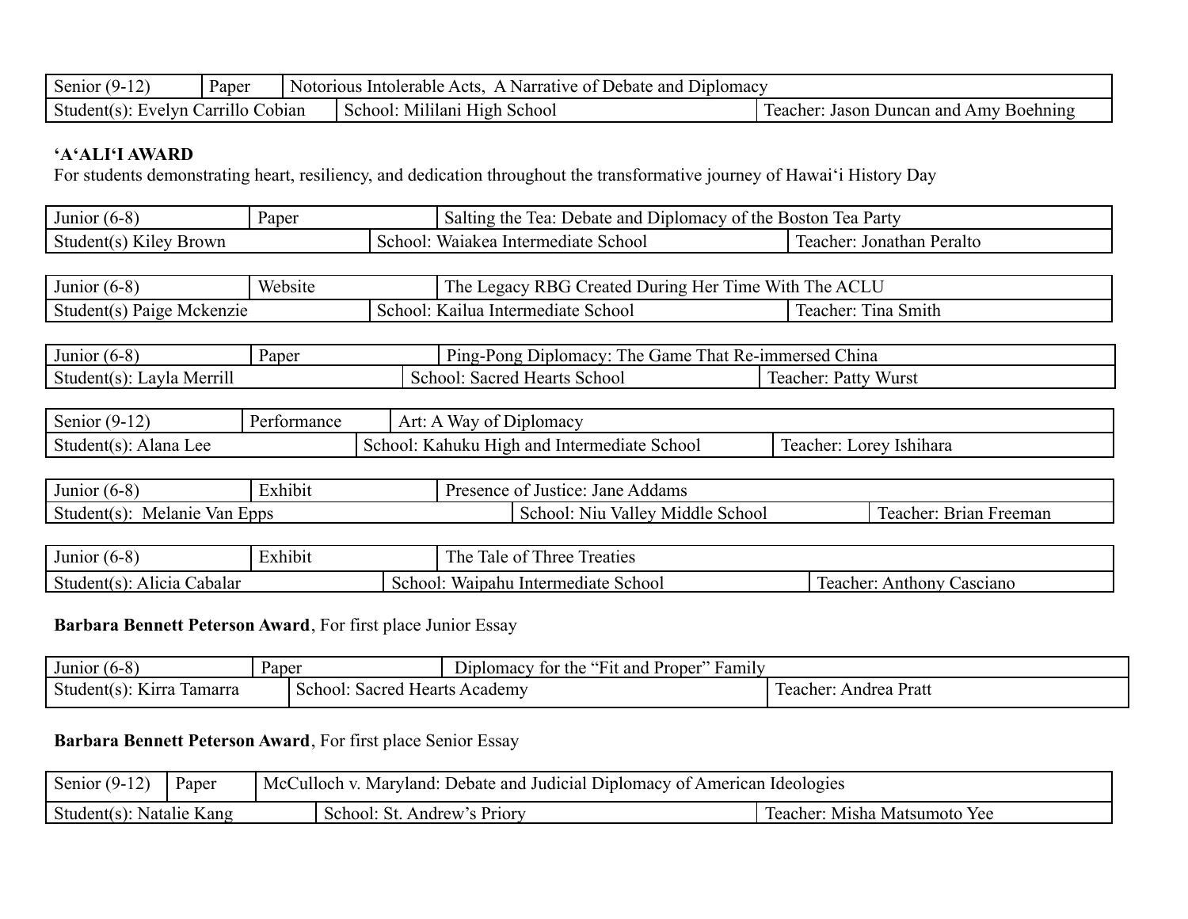| Senior (9-12) | Paper | Notorious Intolerable Acts, A Narrative of Debate and Diplomacy |
|---|---|---|
| Student(s): Evelyn Carrillo Cobian | School: Mililani High School | Teacher: Jason Duncan and Amy Boehning |

**ʻAʻALIʻI AWARD**

For students demonstrating heart, resiliency, and dedication throughout the transformative journey of Hawaiʻi History Day

| Junior (6-8) | Paper | Salting the Tea: Debate and Diplomacy of the Boston Tea Party |
|---|---|---|
| Student(s) Kiley Brown | School: Waiakea Intermediate School | Teacher: Jonathan Peralto |

| Junior (6-8) | Website | The Legacy RBG Created During Her Time With The ACLU |
|---|---|---|
| Student(s) Paige Mckenzie | School: Kailua Intermediate School | Teacher: Tina Smith |

| Junior (6-8) | Paper | Ping-Pong Diplomacy: The Game That Re-immersed China |
|---|---|---|
| Student(s): Layla Merrill | School: Sacred Hearts School | Teacher: Patty Wurst |

| Senior (9-12) | Performance | Art: A Way of Diplomacy |
|---|---|---|
| Student(s): Alana Lee | School: Kahuku High and Intermediate School | Teacher: Lorey Ishihara |

| Junior (6-8) | Exhibit | Presence of Justice: Jane Addams |
|---|---|---|
| Student(s): Melanie Van Epps | School: Niu Valley Middle School | Teacher: Brian Freeman |

| Junior (6-8) | Exhibit | The Tale of Three Treaties |
|---|---|---|
| Student(s): Alicia Cabalar | School: Waipahu Intermediate School | Teacher: Anthony Casciano |

**Barbara Bennett Peterson Award**, For first place Junior Essay

| Junior (6-8) | Paper | Diplomacy for the "Fit and Proper" Family |
|---|---|---|
| Student(s): Kirra Tamarra | School: Sacred Hearts Academy | Teacher: Andrea Pratt |

**Barbara Bennett Peterson Award**, For first place Senior Essay

| Senior (9-12) | Paper | McCulloch v. Maryland: Debate and Judicial Diplomacy of American Ideologies |
|---|---|---|
| Student(s): Natalie Kang | School: St. Andrew's Priory | Teacher: Misha Matsumoto Yee |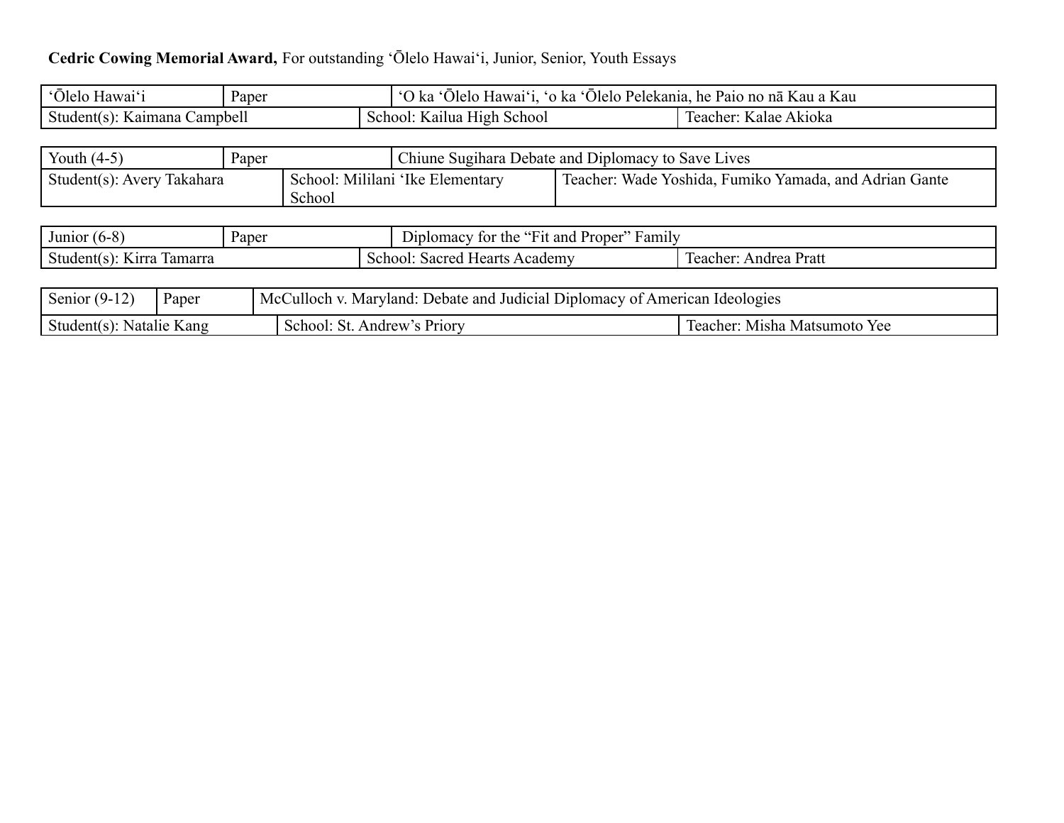**Cedric Cowing Memorial Award,** For outstanding ʻŌlelo Hawaiʻi, Junior, Senior, Youth Essays

| | | |
|---|---|---|
| ʻŌlelo Hawaiʻi | Paper | ʻO ka ʻŌlelo Hawaiʻi, ʻo ka ʻŌlelo Pelekania, he Paio no nā Kau a Kau |
| Student(s): Kaimana Campbell | School: Kailua High School | Teacher: Kalae Akioka |

| | | |
|---|---|---|
| Youth (4-5) | Paper | Chiune Sugihara Debate and Diplomacy to Save Lives |
| Student(s): Avery Takahara | School: Mililani ʻIke Elementary School | Teacher: Wade Yoshida, Fumiko Yamada, and Adrian Gante |

| | | |
|---|---|---|
| Junior (6-8) | Paper | Diplomacy for the "Fit and Proper" Family |
| Student(s): Kirra Tamarra | School: Sacred Hearts Academy | Teacher: Andrea Pratt |

| | | |
|---|---|---|
| Senior (9-12) | Paper | McCulloch v. Maryland: Debate and Judicial Diplomacy of American Ideologies |
| Student(s): Natalie Kang | School: St. Andrew's Priory | Teacher: Misha Matsumoto Yee |